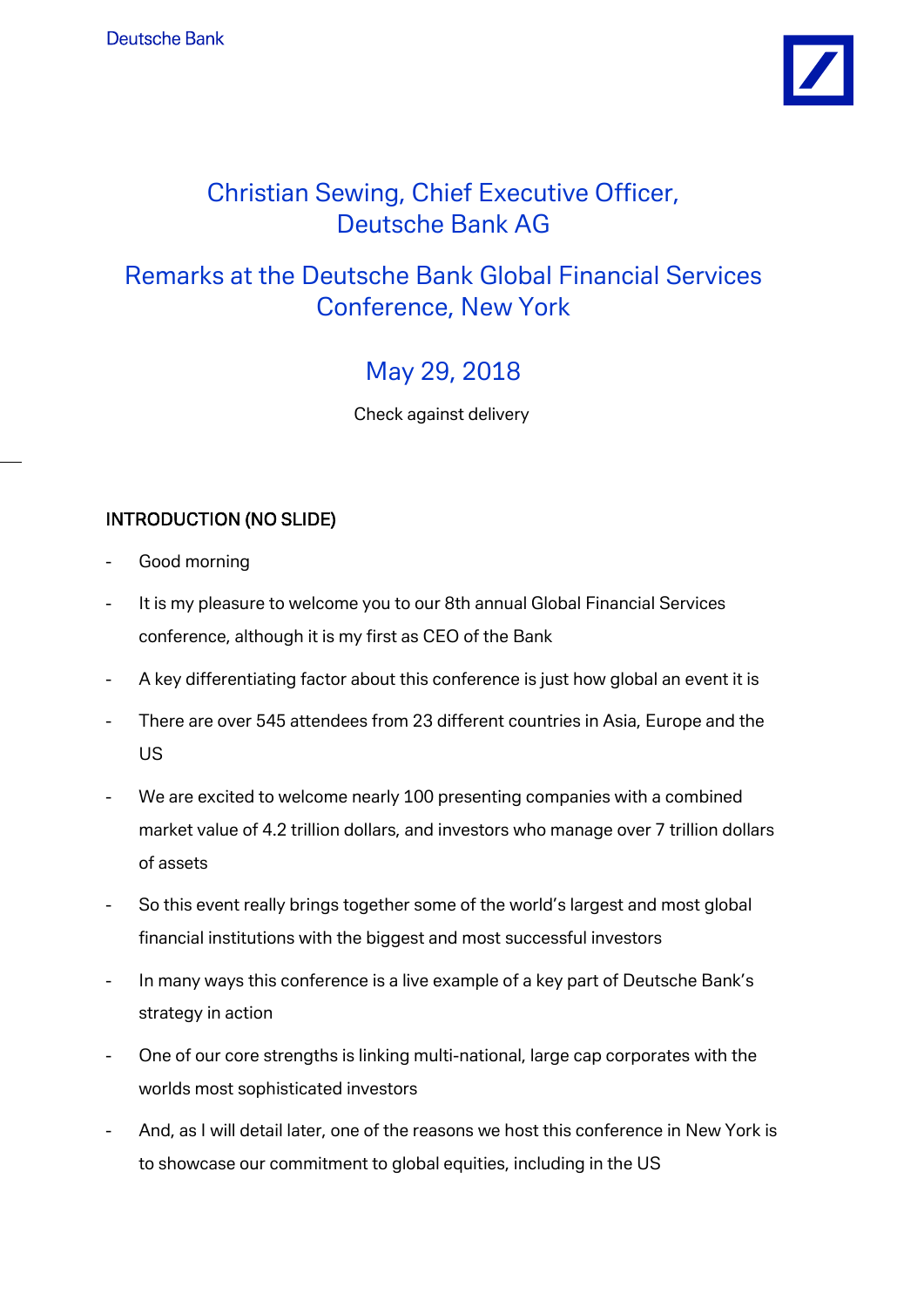# Christian Sewing, Chief Executive Officer, Deutsche Bank AG

## Remarks at the Deutsche Bank Global Financial Services Conference, New York

### May 29, 2018

Check against delivery

**INTRODUCTION (NO SLIDE)**

- Good morning
- It is my pleasure to welcome you to our 8th annual Global Financial Services conference, although it is my first as CEO of the Bank
- A key differentiating factor about this conference is just how global an event it is
- There are over 545 attendees from 23 different countries in Asia, Europe and the US
- We are excited to welcome nearly 100 presenting companies with a combined market value of 4.2 trillion dollars, and investors who manage over 7 trillion dollars of assets
- So this event really brings together some of the world's largest and most global financial institutions with the biggest and most successful investors
- In many ways this conference is a live example of a key part of Deutsche Bank's strategy in action
- One of our core strengths is linking multi-national, large cap corporates with the worlds most sophisticated investors
- And, as I will detail later, one of the reasons we host this conference in New York is to showcase our commitment to global equities, including in the US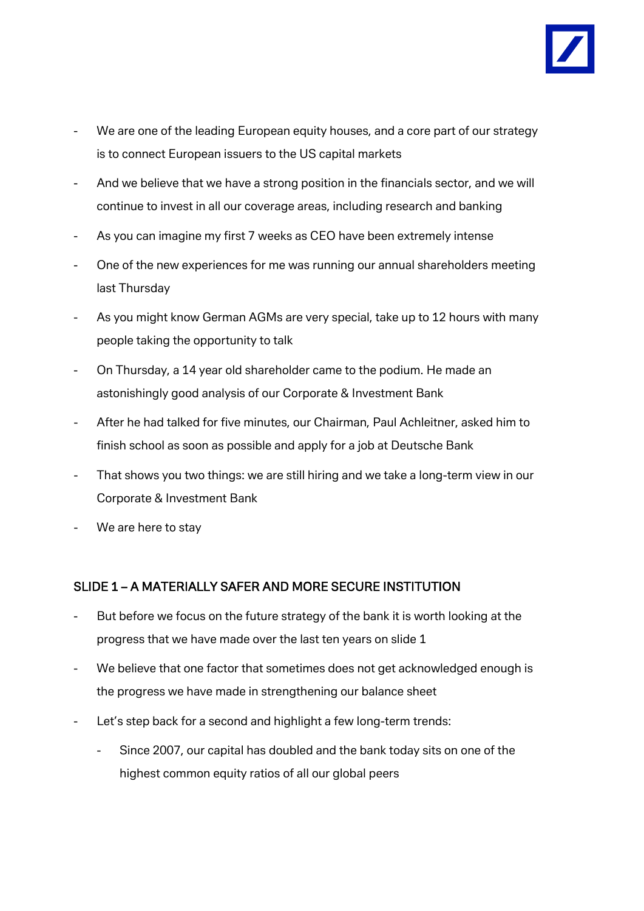- We are one of the leading European equity houses, and a core part of our strategy is to connect European issuers to the US capital markets
- And we believe that we have a strong position in the financials sector, and we will continue to invest in all our coverage areas, including research and banking
- As you can imagine my first 7 weeks as CEO have been extremely intense
- One of the new experiences for me was running our annual shareholders meeting last Thursday
- As you might know German AGMs are very special, take up to 12 hours with many people taking the opportunity to talk
- On Thursday, a 14 year old shareholder came to the podium. He made an astonishingly good analysis of our Corporate & Investment Bank
- After he had talked for five minutes, our Chairman, Paul Achleitner, asked him to finish school as soon as possible and apply for a job at Deutsche Bank
- That shows you two things: we are still hiring and we take a long-term view in our Corporate & Investment Bank
- We are here to stay

## SLIDE 1 – A MATERIALLY SAFER AND MORE SECURE INSTITUTION

- But before we focus on the future strategy of the bank it is worth looking at the progress that we have made over the last ten years on slide 1
- We believe that one factor that sometimes does not get acknowledged enough is the progress we have made in strengthening our balance sheet
- Let's step back for a second and highlight a few long-term trends:
  - Since 2007, our capital has doubled and the bank today sits on one of the highest common equity ratios of all our global peers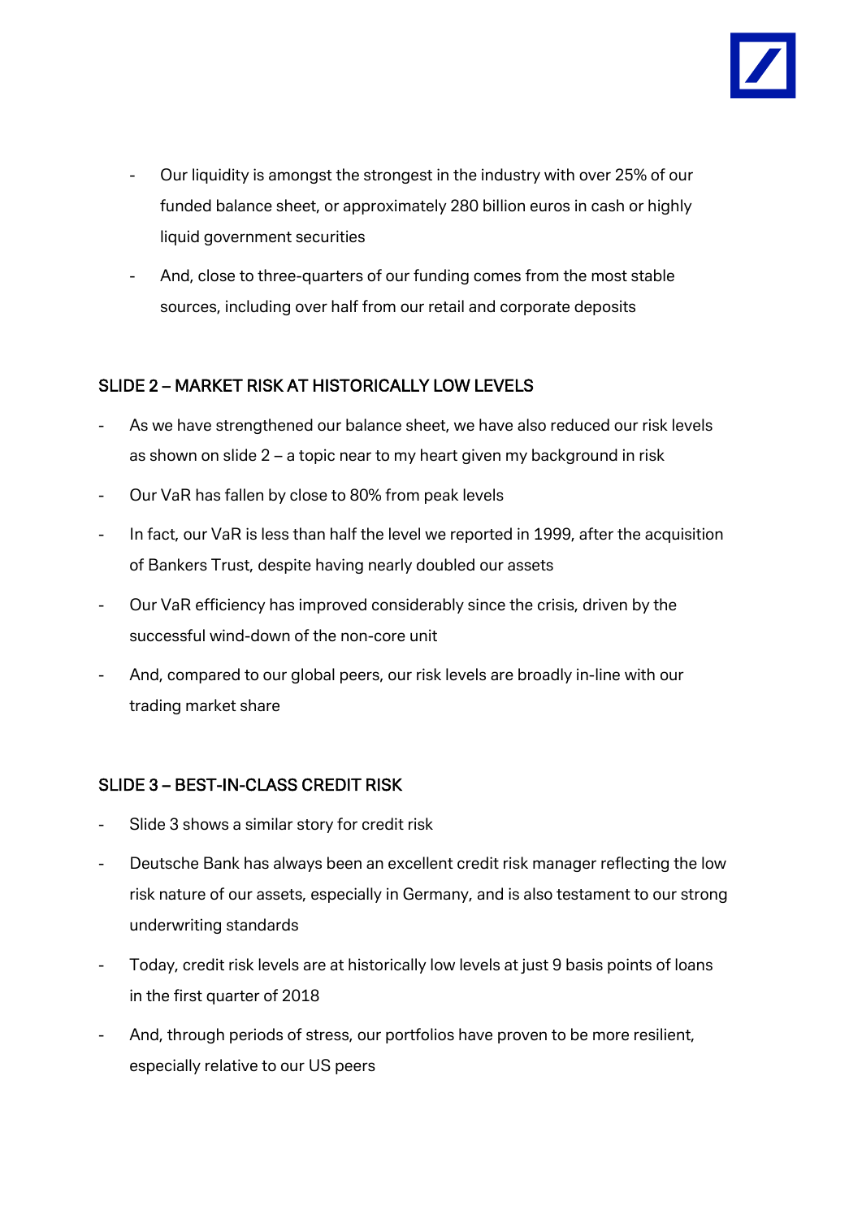- Our liquidity is amongst the strongest in the industry with over 25% of our funded balance sheet, or approximately 280 billion euros in cash or highly liquid government securities
- And, close to three-quarters of our funding comes from the most stable sources, including over half from our retail and corporate deposits

## SLIDE 2 – MARKET RISK AT HISTORICALLY LOW LEVELS

- As we have strengthened our balance sheet, we have also reduced our risk levels as shown on slide 2 – a topic near to my heart given my background in risk
- Our VaR has fallen by close to 80% from peak levels
- In fact, our VaR is less than half the level we reported in 1999, after the acquisition of Bankers Trust, despite having nearly doubled our assets
- Our VaR efficiency has improved considerably since the crisis, driven by the successful wind-down of the non-core unit
- And, compared to our global peers, our risk levels are broadly in-line with our trading market share

## SLIDE 3 – BEST-IN-CLASS CREDIT RISK

- Slide 3 shows a similar story for credit risk
- Deutsche Bank has always been an excellent credit risk manager reflecting the low risk nature of our assets, especially in Germany, and is also testament to our strong underwriting standards
- Today, credit risk levels are at historically low levels at just 9 basis points of loans in the first quarter of 2018
- And, through periods of stress, our portfolios have proven to be more resilient, especially relative to our US peers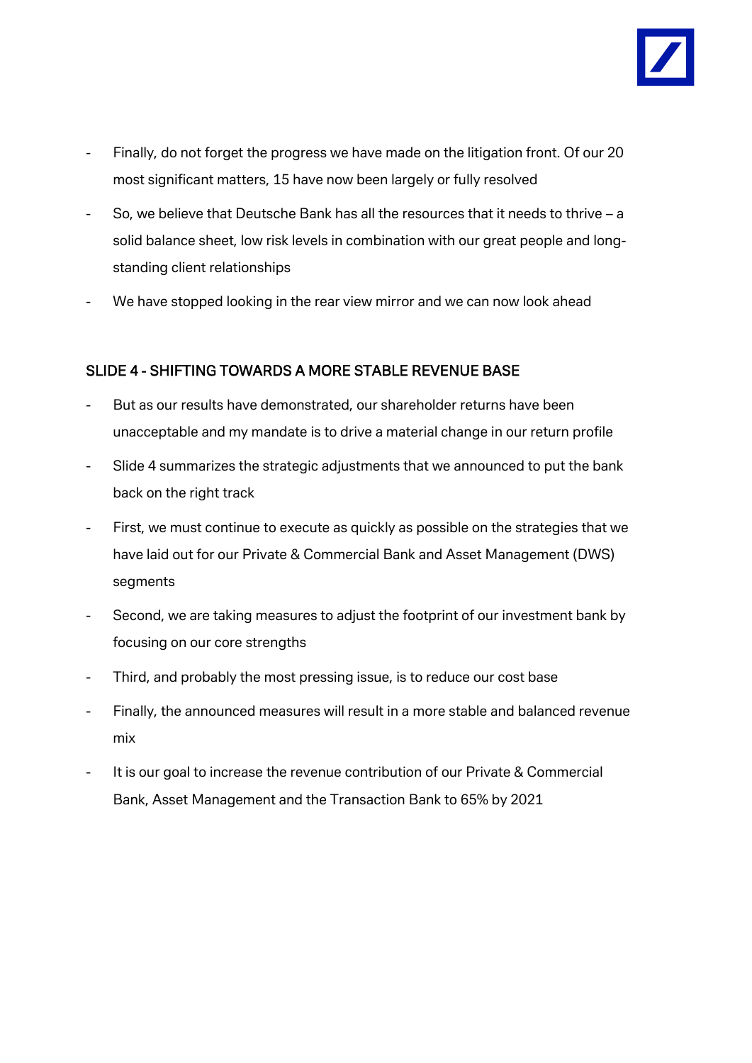- Finally, do not forget the progress we have made on the litigation front. Of our 20 most significant matters, 15 have now been largely or fully resolved
- So, we believe that Deutsche Bank has all the resources that it needs to thrive – a solid balance sheet, low risk levels in combination with our great people and long-standing client relationships
- We have stopped looking in the rear view mirror and we can now look ahead

## SLIDE 4 - SHIFTING TOWARDS A MORE STABLE REVENUE BASE

- But as our results have demonstrated, our shareholder returns have been unacceptable and my mandate is to drive a material change in our return profile
- Slide 4 summarizes the strategic adjustments that we announced to put the bank back on the right track
- First, we must continue to execute as quickly as possible on the strategies that we have laid out for our Private & Commercial Bank and Asset Management (DWS) segments
- Second, we are taking measures to adjust the footprint of our investment bank by focusing on our core strengths
- Third, and probably the most pressing issue, is to reduce our cost base
- Finally, the announced measures will result in a more stable and balanced revenue mix
- It is our goal to increase the revenue contribution of our Private & Commercial Bank, Asset Management and the Transaction Bank to 65% by 2021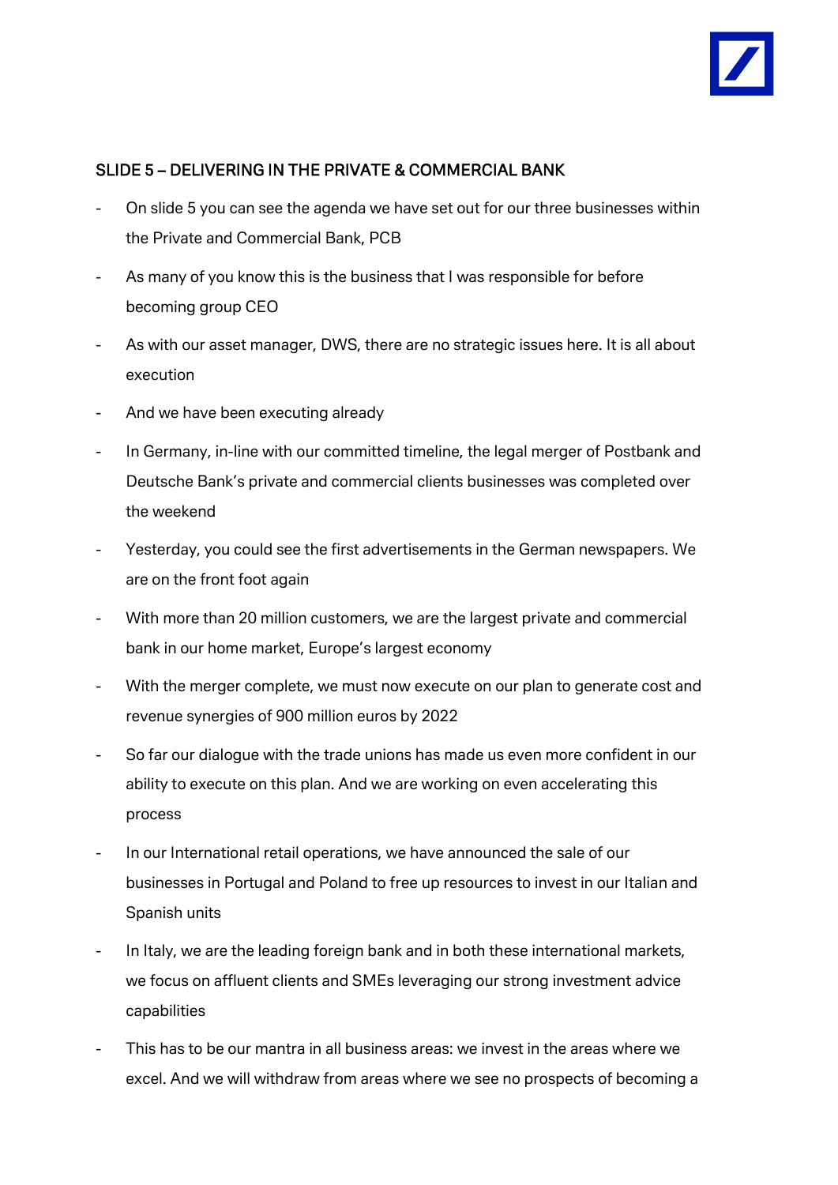## SLIDE 5 – DELIVERING IN THE PRIVATE & COMMERCIAL BANK

- On slide 5 you can see the agenda we have set out for our three businesses within the Private and Commercial Bank, PCB
- As many of you know this is the business that I was responsible for before becoming group CEO
- As with our asset manager, DWS, there are no strategic issues here. It is all about execution
- And we have been executing already
- In Germany, in-line with our committed timeline, the legal merger of Postbank and Deutsche Bank's private and commercial clients businesses was completed over the weekend
- Yesterday, you could see the first advertisements in the German newspapers. We are on the front foot again
- With more than 20 million customers, we are the largest private and commercial bank in our home market, Europe's largest economy
- With the merger complete, we must now execute on our plan to generate cost and revenue synergies of 900 million euros by 2022
- So far our dialogue with the trade unions has made us even more confident in our ability to execute on this plan. And we are working on even accelerating this process
- In our International retail operations, we have announced the sale of our businesses in Portugal and Poland to free up resources to invest in our Italian and Spanish units
- In Italy, we are the leading foreign bank and in both these international markets, we focus on affluent clients and SMEs leveraging our strong investment advice capabilities
- This has to be our mantra in all business areas: we invest in the areas where we excel. And we will withdraw from areas where we see no prospects of becoming a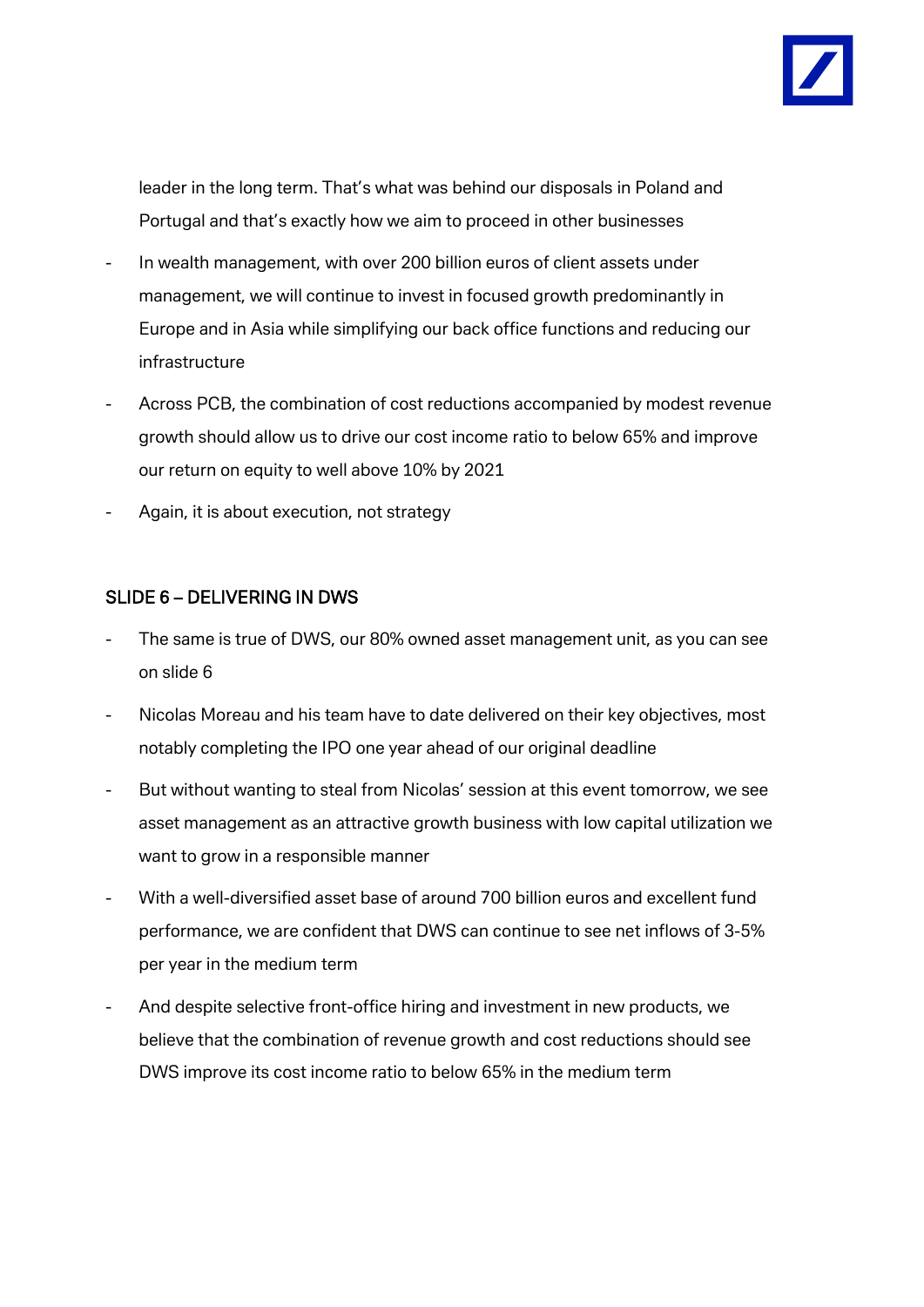leader in the long term. That's what was behind our disposals in Poland and Portugal and that's exactly how we aim to proceed in other businesses

- In wealth management, with over 200 billion euros of client assets under management, we will continue to invest in focused growth predominantly in Europe and in Asia while simplifying our back office functions and reducing our infrastructure
- Across PCB, the combination of cost reductions accompanied by modest revenue growth should allow us to drive our cost income ratio to below 65% and improve our return on equity to well above 10% by 2021
- Again, it is about execution, not strategy

## SLIDE 6 – DELIVERING IN DWS

- The same is true of DWS, our 80% owned asset management unit, as you can see on slide 6
- Nicolas Moreau and his team have to date delivered on their key objectives, most notably completing the IPO one year ahead of our original deadline
- But without wanting to steal from Nicolas' session at this event tomorrow, we see asset management as an attractive growth business with low capital utilization we want to grow in a responsible manner
- With a well-diversified asset base of around 700 billion euros and excellent fund performance, we are confident that DWS can continue to see net inflows of 3-5% per year in the medium term
- And despite selective front-office hiring and investment in new products, we believe that the combination of revenue growth and cost reductions should see DWS improve its cost income ratio to below 65% in the medium term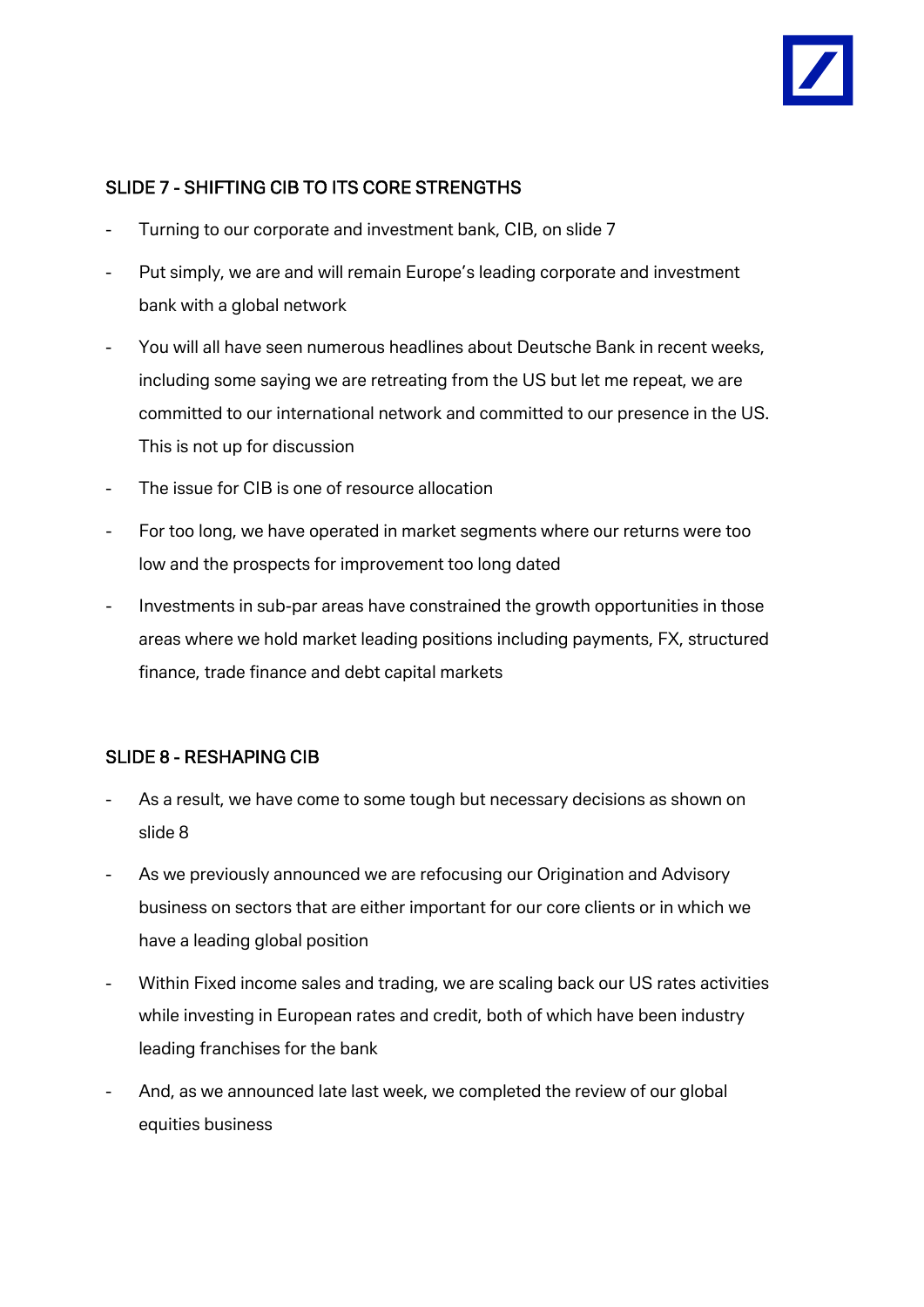## SLIDE 7 - SHIFTING CIB TO ITS CORE STRENGTHS

- Turning to our corporate and investment bank, CIB, on slide 7
- Put simply, we are and will remain Europe's leading corporate and investment bank with a global network
- You will all have seen numerous headlines about Deutsche Bank in recent weeks, including some saying we are retreating from the US but let me repeat, we are committed to our international network and committed to our presence in the US. This is not up for discussion
- The issue for CIB is one of resource allocation
- For too long, we have operated in market segments where our returns were too low and the prospects for improvement too long dated
- Investments in sub-par areas have constrained the growth opportunities in those areas where we hold market leading positions including payments, FX, structured finance, trade finance and debt capital markets

## SLIDE 8 - RESHAPING CIB

- As a result, we have come to some tough but necessary decisions as shown on slide 8
- As we previously announced we are refocusing our Origination and Advisory business on sectors that are either important for our core clients or in which we have a leading global position
- Within Fixed income sales and trading, we are scaling back our US rates activities while investing in European rates and credit, both of which have been industry leading franchises for the bank
- And, as we announced late last week, we completed the review of our global equities business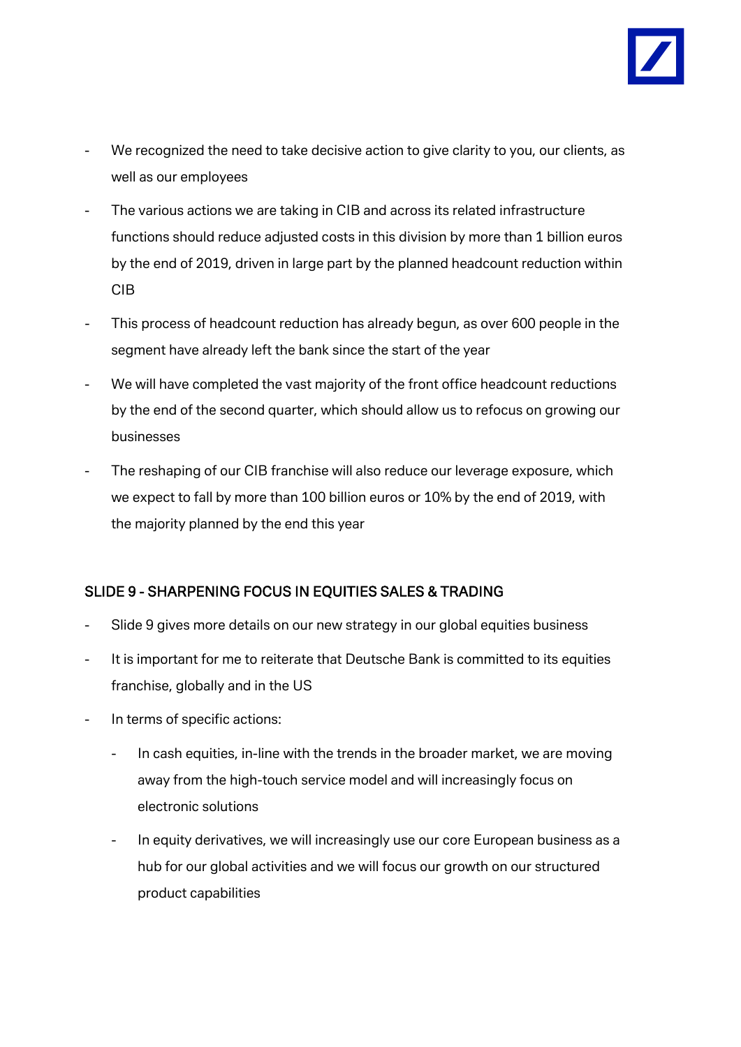- We recognized the need to take decisive action to give clarity to you, our clients, as well as our employees
- The various actions we are taking in CIB and across its related infrastructure functions should reduce adjusted costs in this division by more than 1 billion euros by the end of 2019, driven in large part by the planned headcount reduction within CIB
- This process of headcount reduction has already begun, as over 600 people in the segment have already left the bank since the start of the year
- We will have completed the vast majority of the front office headcount reductions by the end of the second quarter, which should allow us to refocus on growing our businesses
- The reshaping of our CIB franchise will also reduce our leverage exposure, which we expect to fall by more than 100 billion euros or 10% by the end of 2019, with the majority planned by the end this year

## SLIDE 9 - SHARPENING FOCUS IN EQUITIES SALES & TRADING

- Slide 9 gives more details on our new strategy in our global equities business
- It is important for me to reiterate that Deutsche Bank is committed to its equities franchise, globally and in the US
- In terms of specific actions:
  - In cash equities, in-line with the trends in the broader market, we are moving away from the high-touch service model and will increasingly focus on electronic solutions
  - In equity derivatives, we will increasingly use our core European business as a hub for our global activities and we will focus our growth on our structured product capabilities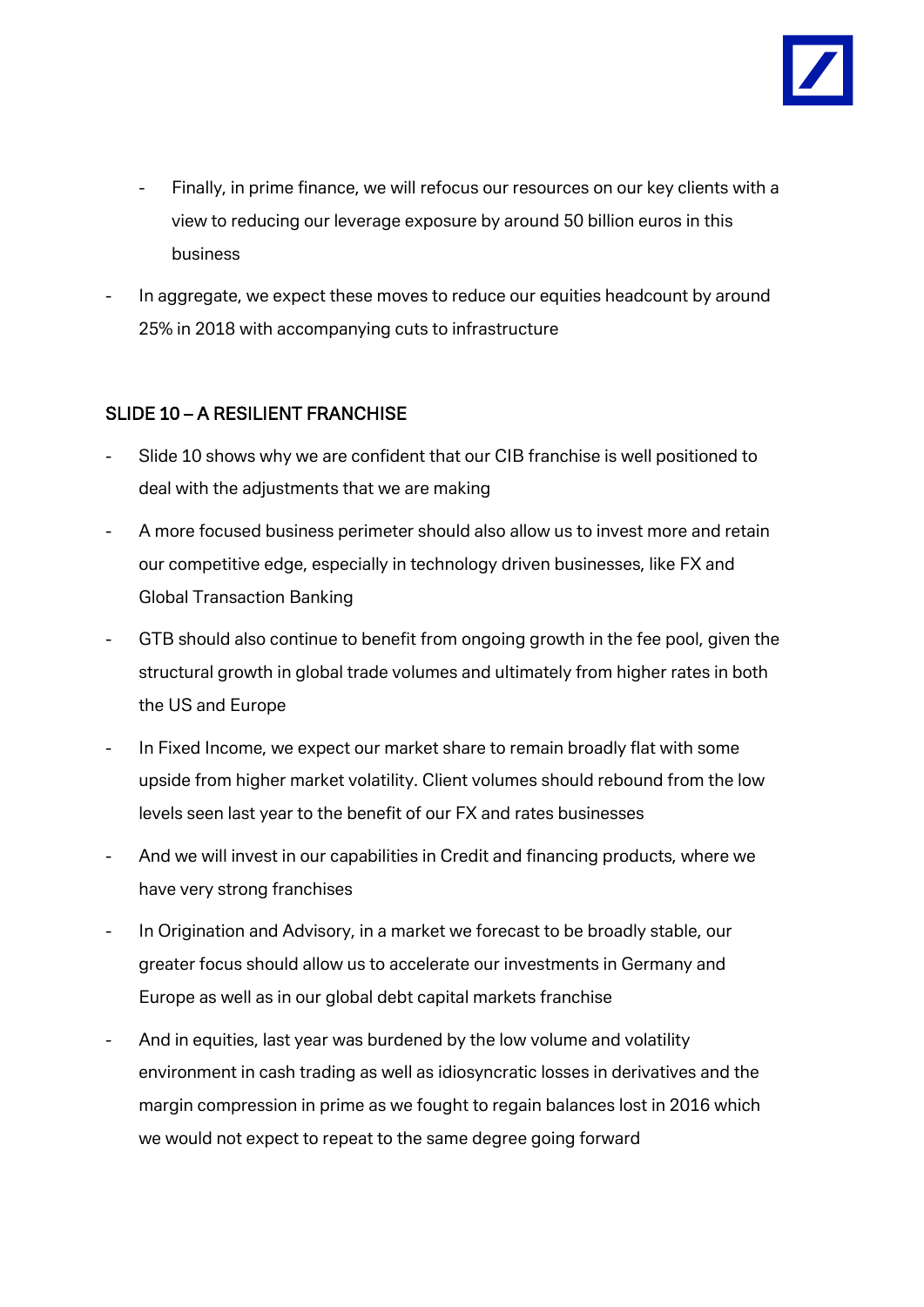- Finally, in prime finance, we will refocus our resources on our key clients with a view to reducing our leverage exposure by around 50 billion euros in this business
- In aggregate, we expect these moves to reduce our equities headcount by around 25% in 2018 with accompanying cuts to infrastructure

## SLIDE 10 – A RESILIENT FRANCHISE

- Slide 10 shows why we are confident that our CIB franchise is well positioned to deal with the adjustments that we are making
- A more focused business perimeter should also allow us to invest more and retain our competitive edge, especially in technology driven businesses, like FX and Global Transaction Banking
- GTB should also continue to benefit from ongoing growth in the fee pool, given the structural growth in global trade volumes and ultimately from higher rates in both the US and Europe
- In Fixed Income, we expect our market share to remain broadly flat with some upside from higher market volatility. Client volumes should rebound from the low levels seen last year to the benefit of our FX and rates businesses
- And we will invest in our capabilities in Credit and financing products, where we have very strong franchises
- In Origination and Advisory, in a market we forecast to be broadly stable, our greater focus should allow us to accelerate our investments in Germany and Europe as well as in our global debt capital markets franchise
- And in equities, last year was burdened by the low volume and volatility environment in cash trading as well as idiosyncratic losses in derivatives and the margin compression in prime as we fought to regain balances lost in 2016 which we would not expect to repeat to the same degree going forward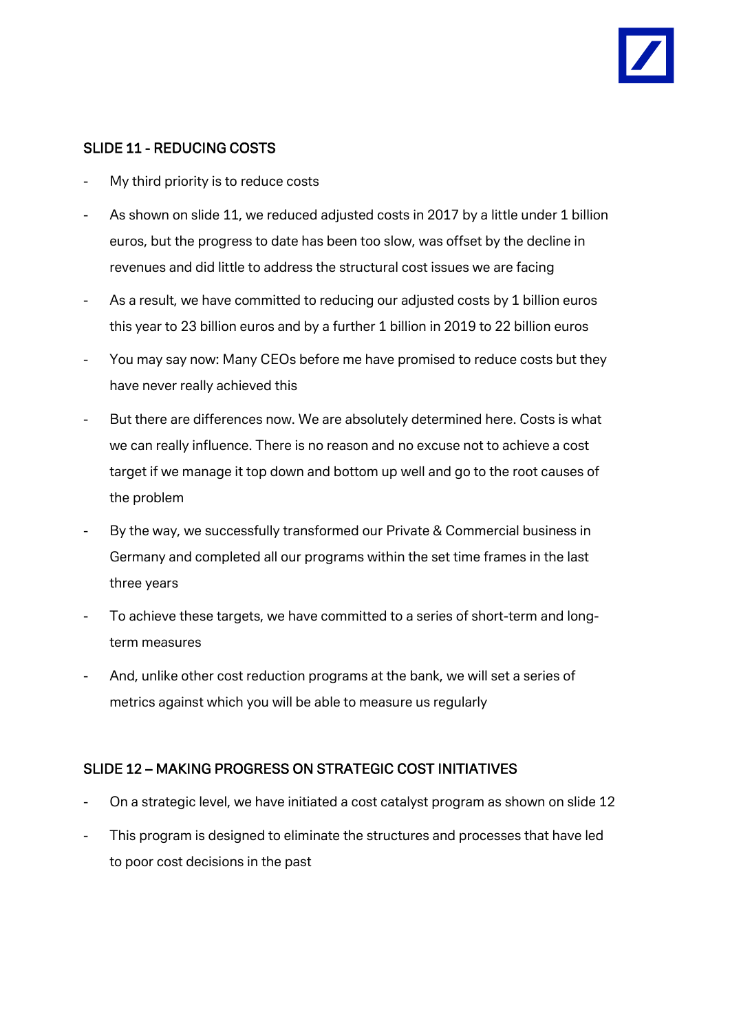## SLIDE 11 - REDUCING COSTS

- My third priority is to reduce costs
- As shown on slide 11, we reduced adjusted costs in 2017 by a little under 1 billion euros, but the progress to date has been too slow, was offset by the decline in revenues and did little to address the structural cost issues we are facing
- As a result, we have committed to reducing our adjusted costs by 1 billion euros this year to 23 billion euros and by a further 1 billion in 2019 to 22 billion euros
- You may say now: Many CEOs before me have promised to reduce costs but they have never really achieved this
- But there are differences now. We are absolutely determined here. Costs is what we can really influence. There is no reason and no excuse not to achieve a cost target if we manage it top down and bottom up well and go to the root causes of the problem
- By the way, we successfully transformed our Private & Commercial business in Germany and completed all our programs within the set time frames in the last three years
- To achieve these targets, we have committed to a series of short-term and long-term measures
- And, unlike other cost reduction programs at the bank, we will set a series of metrics against which you will be able to measure us regularly

## SLIDE 12 – MAKING PROGRESS ON STRATEGIC COST INITIATIVES

- On a strategic level, we have initiated a cost catalyst program as shown on slide 12
- This program is designed to eliminate the structures and processes that have led to poor cost decisions in the past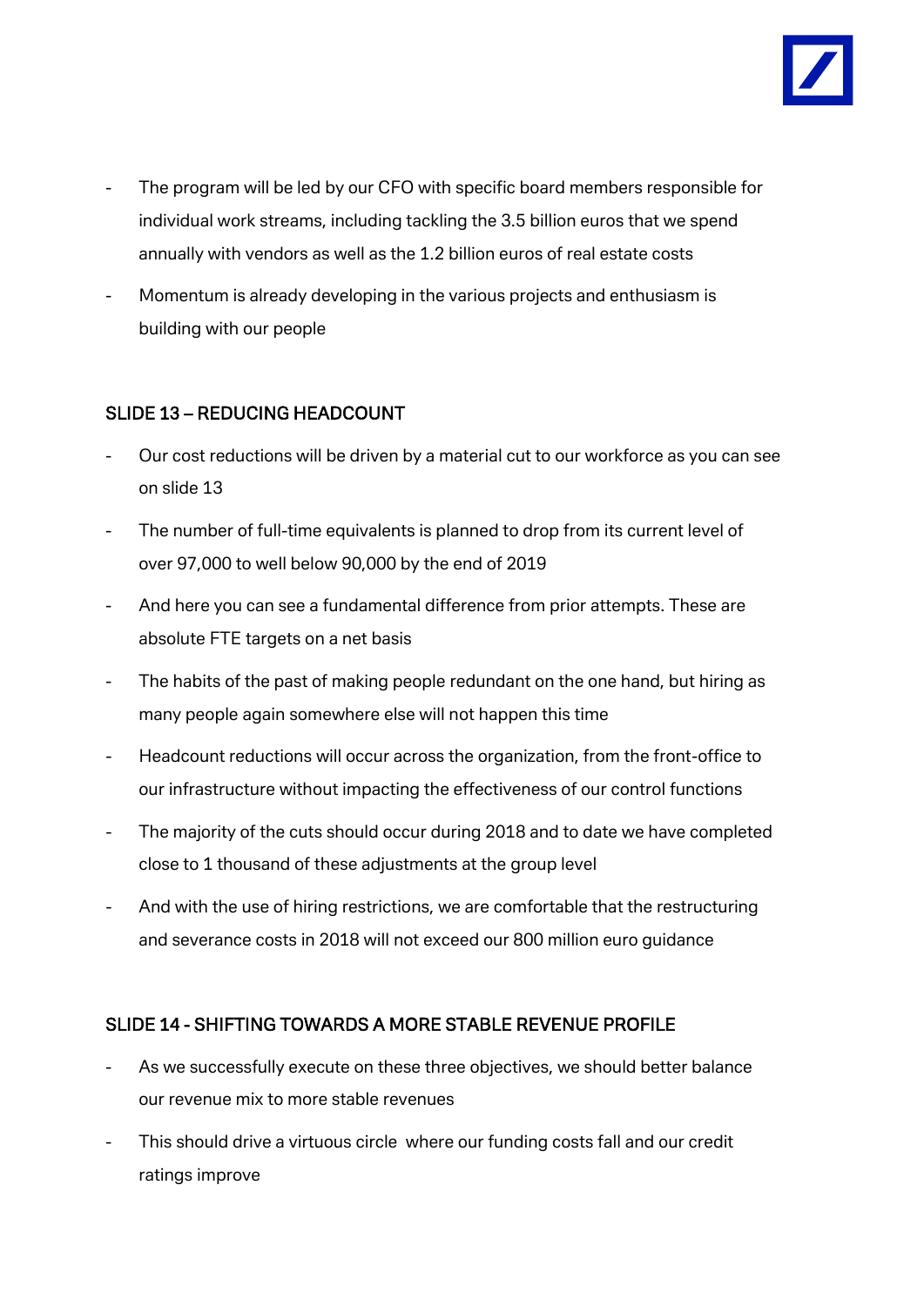- The program will be led by our CFO with specific board members responsible for individual work streams, including tackling the 3.5 billion euros that we spend annually with vendors as well as the 1.2 billion euros of real estate costs
- Momentum is already developing in the various projects and enthusiasm is building with our people

## SLIDE 13 – REDUCING HEADCOUNT

- Our cost reductions will be driven by a material cut to our workforce as you can see on slide 13
- The number of full-time equivalents is planned to drop from its current level of over 97,000 to well below 90,000 by the end of 2019
- And here you can see a fundamental difference from prior attempts. These are absolute FTE targets on a net basis
- The habits of the past of making people redundant on the one hand, but hiring as many people again somewhere else will not happen this time
- Headcount reductions will occur across the organization, from the front-office to our infrastructure without impacting the effectiveness of our control functions
- The majority of the cuts should occur during 2018 and to date we have completed close to 1 thousand of these adjustments at the group level
- And with the use of hiring restrictions, we are comfortable that the restructuring and severance costs in 2018 will not exceed our 800 million euro guidance

## SLIDE 14 - SHIFTING TOWARDS A MORE STABLE REVENUE PROFILE

- As we successfully execute on these three objectives, we should better balance our revenue mix to more stable revenues
- This should drive a virtuous circle where our funding costs fall and our credit ratings improve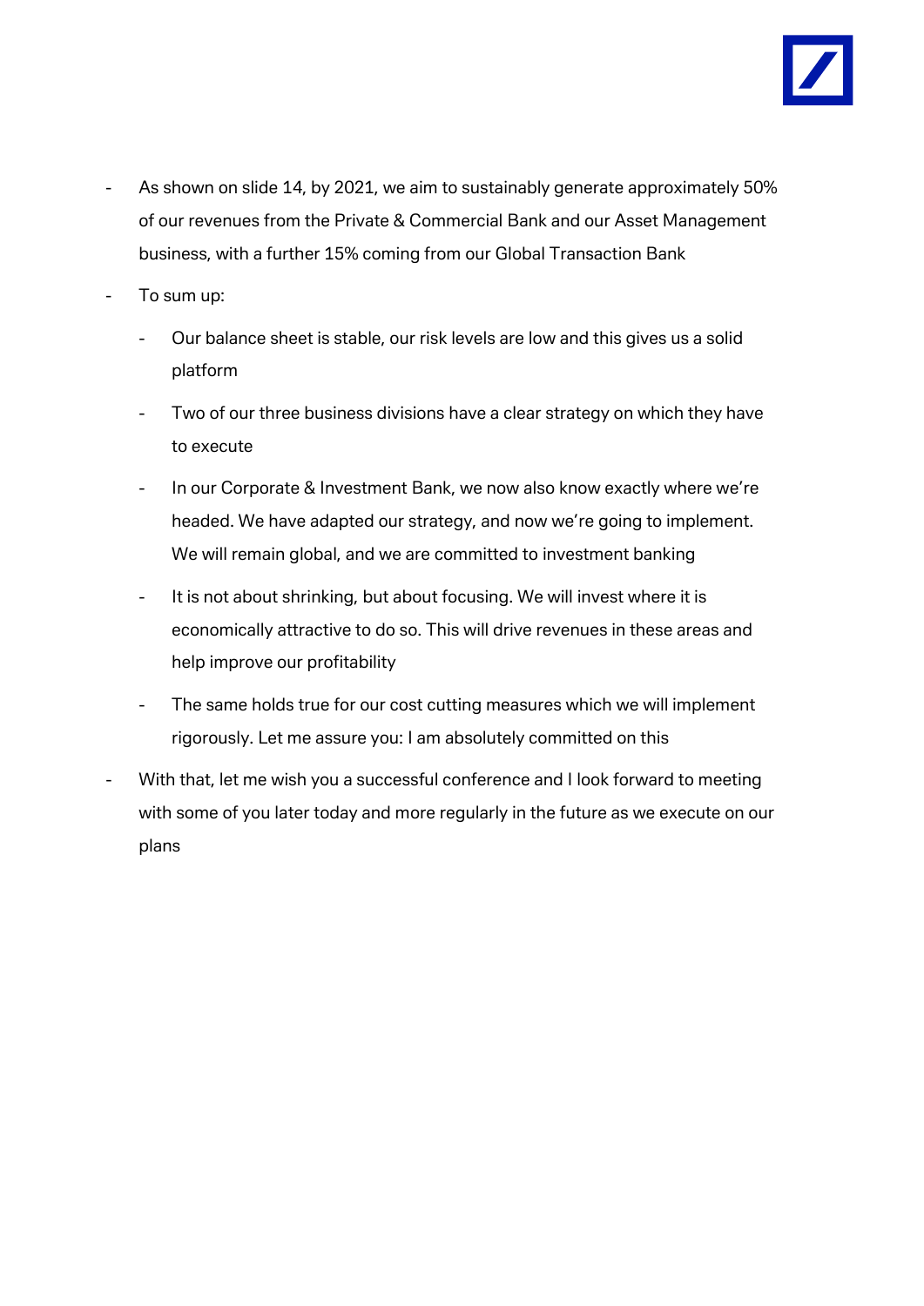- As shown on slide 14, by 2021, we aim to sustainably generate approximately 50% of our revenues from the Private & Commercial Bank and our Asset Management business, with a further 15% coming from our Global Transaction Bank
- To sum up:
  - Our balance sheet is stable, our risk levels are low and this gives us a solid platform
  - Two of our three business divisions have a clear strategy on which they have to execute
  - In our Corporate & Investment Bank, we now also know exactly where we're headed. We have adapted our strategy, and now we're going to implement. We will remain global, and we are committed to investment banking
  - It is not about shrinking, but about focusing. We will invest where it is economically attractive to do so. This will drive revenues in these areas and help improve our profitability
  - The same holds true for our cost cutting measures which we will implement rigorously. Let me assure you: I am absolutely committed on this
- With that, let me wish you a successful conference and I look forward to meeting with some of you later today and more regularly in the future as we execute on our plans